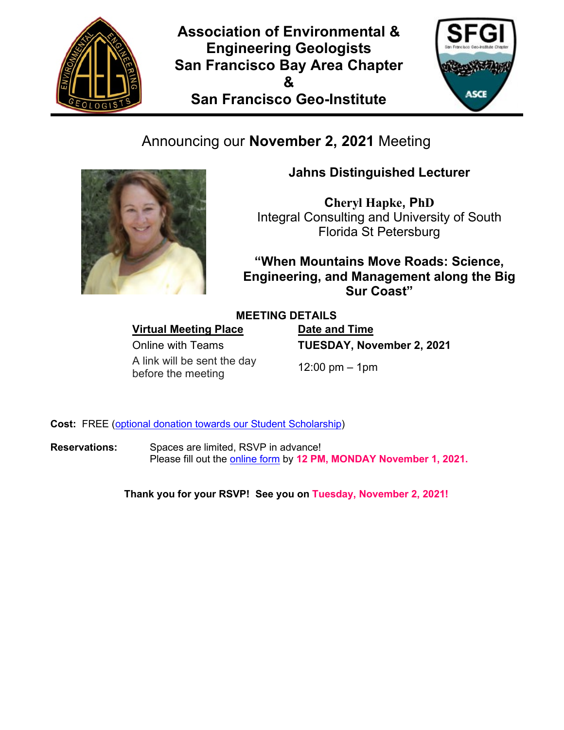# Association of Environmental & Engineering Geologists San Francisco Bay Area Chapter & San Francisco Geo-Institute

Announcing our **November 2, 2021** Meeting

## Jahns Distinguished Lecturer

**Cheryl Hapke, PhD**
Integral Consulting and University of South Florida St Petersburg

### "When Mountains Move Roads: Science, Engineering, and Management along the Big Sur Coast"

**MEETING DETAILS**

| **Virtual Meeting Place** | **Date and Time** |
|---|---|
| Online with Teams | **TUESDAY, November 2, 2021** |
| A link will be sent the day before the meeting | 12:00 pm – 1pm |

**Cost:** FREE (optional donation towards our Student Scholarship)

**Reservations:** Spaces are limited, RSVP in advance!
Please fill out the online form by **12 PM, MONDAY November 1, 2021.**

**Thank you for your RSVP! See you on Tuesday, November 2, 2021!**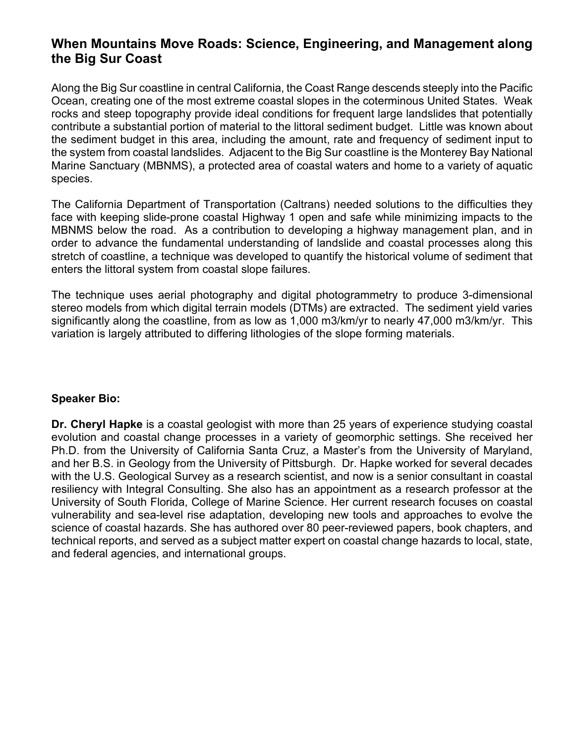## When Mountains Move Roads: Science, Engineering, and Management along the Big Sur Coast

Along the Big Sur coastline in central California, the Coast Range descends steeply into the Pacific Ocean, creating one of the most extreme coastal slopes in the coterminous United States. Weak rocks and steep topography provide ideal conditions for frequent large landslides that potentially contribute a substantial portion of material to the littoral sediment budget. Little was known about the sediment budget in this area, including the amount, rate and frequency of sediment input to the system from coastal landslides. Adjacent to the Big Sur coastline is the Monterey Bay National Marine Sanctuary (MBNMS), a protected area of coastal waters and home to a variety of aquatic species.

The California Department of Transportation (Caltrans) needed solutions to the difficulties they face with keeping slide-prone coastal Highway 1 open and safe while minimizing impacts to the MBNMS below the road. As a contribution to developing a highway management plan, and in order to advance the fundamental understanding of landslide and coastal processes along this stretch of coastline, a technique was developed to quantify the historical volume of sediment that enters the littoral system from coastal slope failures.

The technique uses aerial photography and digital photogrammetry to produce 3-dimensional stereo models from which digital terrain models (DTMs) are extracted. The sediment yield varies significantly along the coastline, from as low as 1,000 m3/km/yr to nearly 47,000 m3/km/yr. This variation is largely attributed to differing lithologies of the slope forming materials.

**Speaker Bio:**

**Dr. Cheryl Hapke** is a coastal geologist with more than 25 years of experience studying coastal evolution and coastal change processes in a variety of geomorphic settings. She received her Ph.D. from the University of California Santa Cruz, a Master's from the University of Maryland, and her B.S. in Geology from the University of Pittsburgh. Dr. Hapke worked for several decades with the U.S. Geological Survey as a research scientist, and now is a senior consultant in coastal resiliency with Integral Consulting. She also has an appointment as a research professor at the University of South Florida, College of Marine Science. Her current research focuses on coastal vulnerability and sea-level rise adaptation, developing new tools and approaches to evolve the science of coastal hazards. She has authored over 80 peer-reviewed papers, book chapters, and technical reports, and served as a subject matter expert on coastal change hazards to local, state, and federal agencies, and international groups.